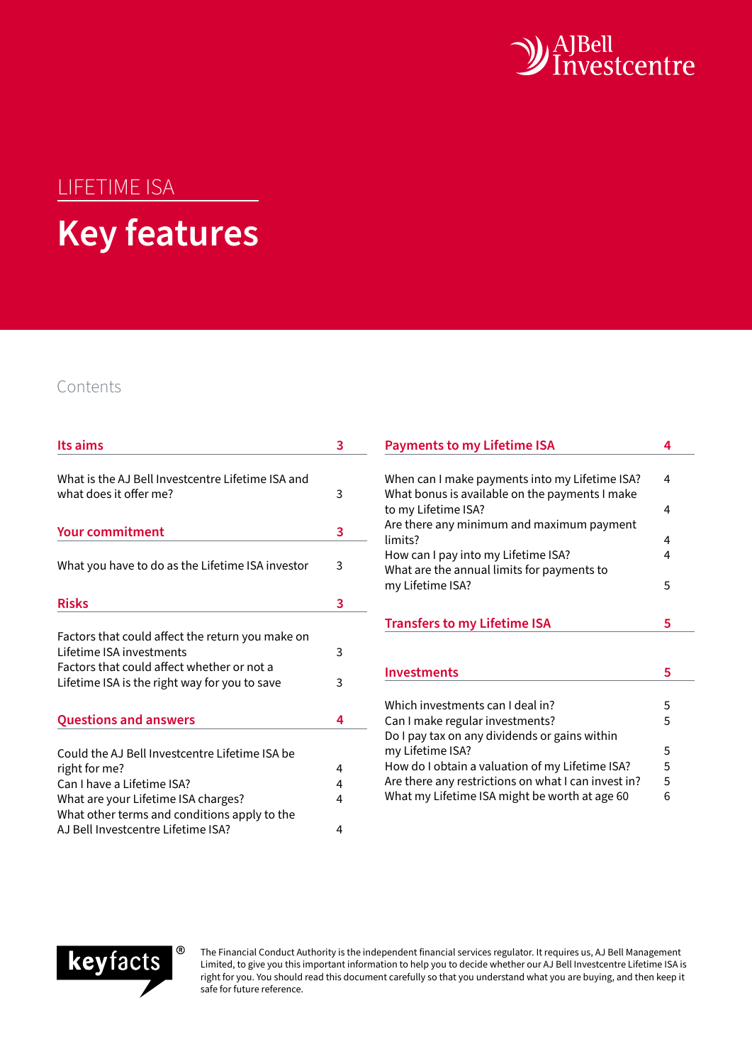AJBell Investcentre

LIFETIME ISA

# Key features

## Contents

| Its aims | 3 |
| --- | --- |
| What is the AJ Bell Investcentre Lifetime ISA and what does it offer me? | 3 |
| **Your commitment** | **3** |
| What you have to do as the Lifetime ISA investor | 3 |
| **Risks** | **3** |
| Factors that could affect the return you make on Lifetime ISA investments | 3 |
| Factors that could affect whether or not a Lifetime ISA is the right way for you to save | 3 |
| **Questions and answers** | **4** |
| Could the AJ Bell Investcentre Lifetime ISA be right for me? | 4 |
| Can I have a Lifetime ISA? | 4 |
| What are your Lifetime ISA charges? | 4 |
| What other terms and conditions apply to the AJ Bell Investcentre Lifetime ISA? | 4 |
| **Payments to my Lifetime ISA** | **4** |
| When can I make payments into my Lifetime ISA? | 4 |
| What bonus is available on the payments I make to my Lifetime ISA? | 4 |
| Are there any minimum and maximum payment limits? | 4 |
| How can I pay into my Lifetime ISA? | 4 |
| What are the annual limits for payments to my Lifetime ISA? | 5 |
| **Transfers to my Lifetime ISA** | **5** |
| **Investments** | **5** |
| Which investments can I deal in? | 5 |
| Can I make regular investments? | 5 |
| Do I pay tax on any dividends or gains within my Lifetime ISA? | 5 |
| How do I obtain a valuation of my Lifetime ISA? | 5 |
| Are there any restrictions on what I can invest in? | 5 |
| What my Lifetime ISA might be worth at age 60 | 6 |

keyfacts®

The Financial Conduct Authority is the independent financial services regulator. It requires us, AJ Bell Management Limited, to give you this important information to help you to decide whether our AJ Bell Investcentre Lifetime ISA is right for you. You should read this document carefully so that you understand what you are buying, and then keep it safe for future reference.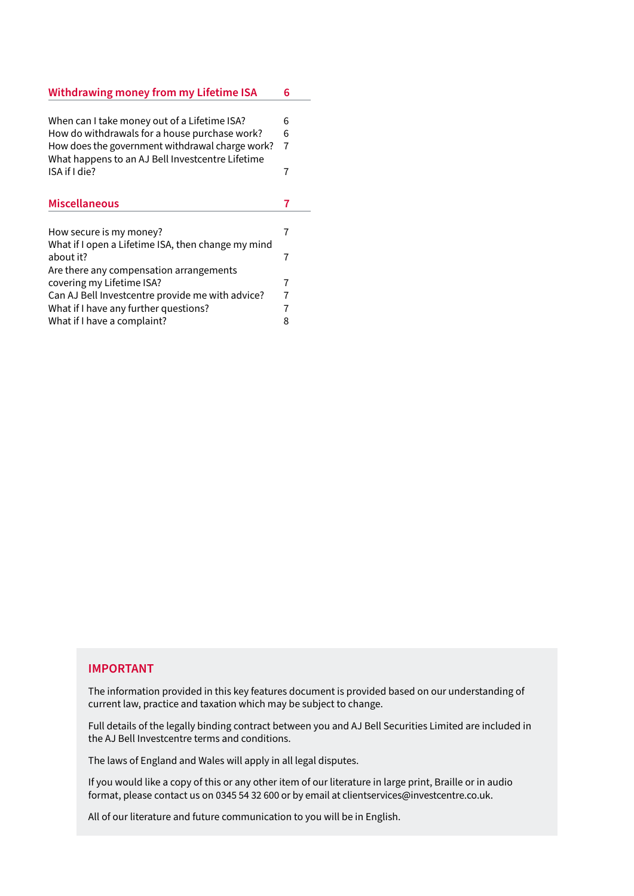| Withdrawing money from my Lifetime ISA | 6 |
|---|---|
| When can I take money out of a Lifetime ISA? | 6 |
| How do withdrawals for a house purchase work? | 6 |
| How does the government withdrawal charge work? | 7 |
| What happens to an AJ Bell Investcentre Lifetime ISA if I die? | 7 |

| Miscellaneous | 7 |
|---|---|
| How secure is my money? | 7 |
| What if I open a Lifetime ISA, then change my mind about it? | 7 |
| Are there any compensation arrangements covering my Lifetime ISA? | 7 |
| Can AJ Bell Investcentre provide me with advice? | 7 |
| What if I have any further questions? | 7 |
| What if I have a complaint? | 8 |

## IMPORTANT

The information provided in this key features document is provided based on our understanding of current law, practice and taxation which may be subject to change.

Full details of the legally binding contract between you and AJ Bell Securities Limited are included in the AJ Bell Investcentre terms and conditions.

The laws of England and Wales will apply in all legal disputes.

If you would like a copy of this or any other item of our literature in large print, Braille or in audio format, please contact us on 0345 54 32 600 or by email at clientservices@investcentre.co.uk.

All of our literature and future communication to you will be in English.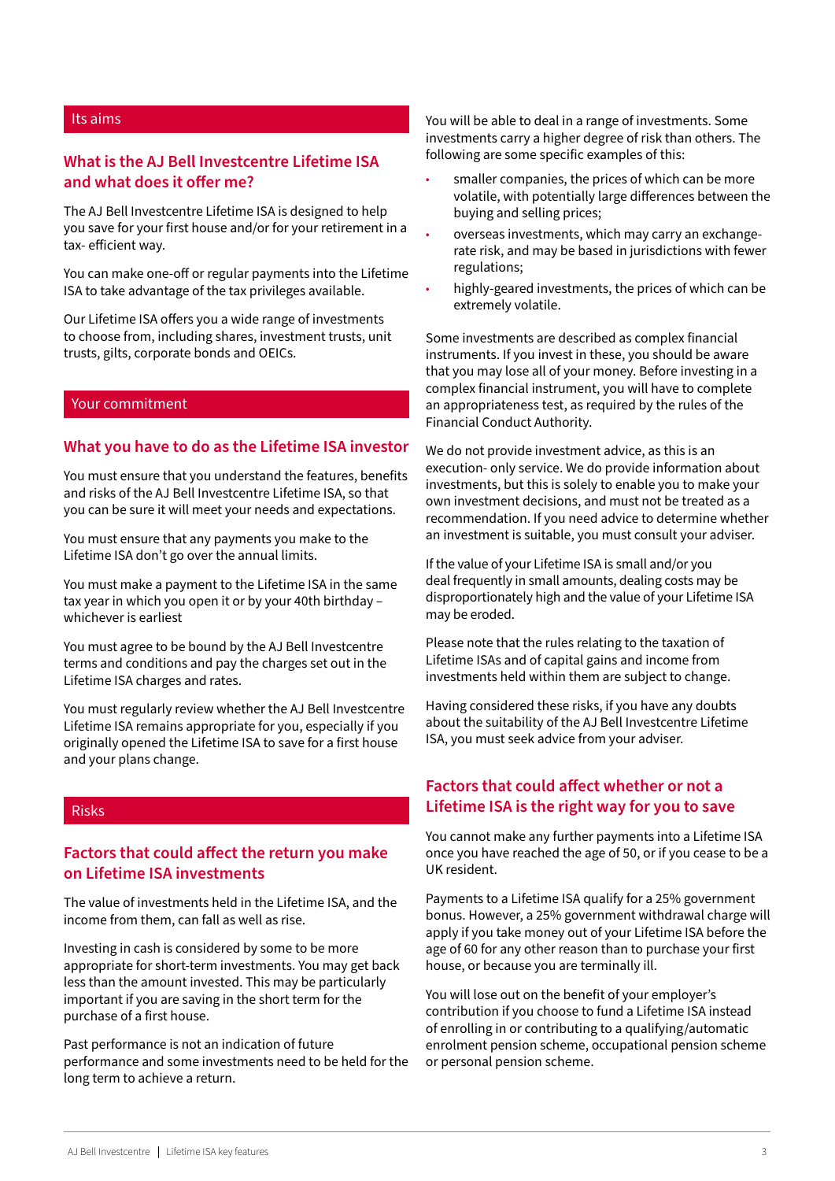## Its aims

### What is the AJ Bell Investcentre Lifetime ISA and what does it offer me?

The AJ Bell Investcentre Lifetime ISA is designed to help you save for your first house and/or for your retirement in a tax- efficient way.

You can make one-off or regular payments into the Lifetime ISA to take advantage of the tax privileges available.

Our Lifetime ISA offers you a wide range of investments to choose from, including shares, investment trusts, unit trusts, gilts, corporate bonds and OEICs.

## Your commitment

### What you have to do as the Lifetime ISA investor

You must ensure that you understand the features, benefits and risks of the AJ Bell Investcentre Lifetime ISA, so that you can be sure it will meet your needs and expectations.

You must ensure that any payments you make to the Lifetime ISA don't go over the annual limits.

You must make a payment to the Lifetime ISA in the same tax year in which you open it or by your 40th birthday – whichever is earliest

You must agree to be bound by the AJ Bell Investcentre terms and conditions and pay the charges set out in the Lifetime ISA charges and rates.

You must regularly review whether the AJ Bell Investcentre Lifetime ISA remains appropriate for you, especially if you originally opened the Lifetime ISA to save for a first house and your plans change.

## Risks

### Factors that could affect the return you make on Lifetime ISA investments

The value of investments held in the Lifetime ISA, and the income from them, can fall as well as rise.

Investing in cash is considered by some to be more appropriate for short-term investments. You may get back less than the amount invested. This may be particularly important if you are saving in the short term for the purchase of a first house.

Past performance is not an indication of future performance and some investments need to be held for the long term to achieve a return.

You will be able to deal in a range of investments. Some investments carry a higher degree of risk than others. The following are some specific examples of this:

- smaller companies, the prices of which can be more volatile, with potentially large differences between the buying and selling prices;
- overseas investments, which may carry an exchange-rate risk, and may be based in jurisdictions with fewer regulations;
- highly-geared investments, the prices of which can be extremely volatile.

Some investments are described as complex financial instruments. If you invest in these, you should be aware that you may lose all of your money. Before investing in a complex financial instrument, you will have to complete an appropriateness test, as required by the rules of the Financial Conduct Authority.

We do not provide investment advice, as this is an execution- only service. We do provide information about investments, but this is solely to enable you to make your own investment decisions, and must not be treated as a recommendation. If you need advice to determine whether an investment is suitable, you must consult your adviser.

If the value of your Lifetime ISA is small and/or you deal frequently in small amounts, dealing costs may be disproportionately high and the value of your Lifetime ISA may be eroded.

Please note that the rules relating to the taxation of Lifetime ISAs and of capital gains and income from investments held within them are subject to change.

Having considered these risks, if you have any doubts about the suitability of the AJ Bell Investcentre Lifetime ISA, you must seek advice from your adviser.

### Factors that could affect whether or not a Lifetime ISA is the right way for you to save

You cannot make any further payments into a Lifetime ISA once you have reached the age of 50, or if you cease to be a UK resident.

Payments to a Lifetime ISA qualify for a 25% government bonus. However, a 25% government withdrawal charge will apply if you take money out of your Lifetime ISA before the age of 60 for any other reason than to purchase your first house, or because you are terminally ill.

You will lose out on the benefit of your employer's contribution if you choose to fund a Lifetime ISA instead of enrolling in or contributing to a qualifying/automatic enrolment pension scheme, occupational pension scheme or personal pension scheme.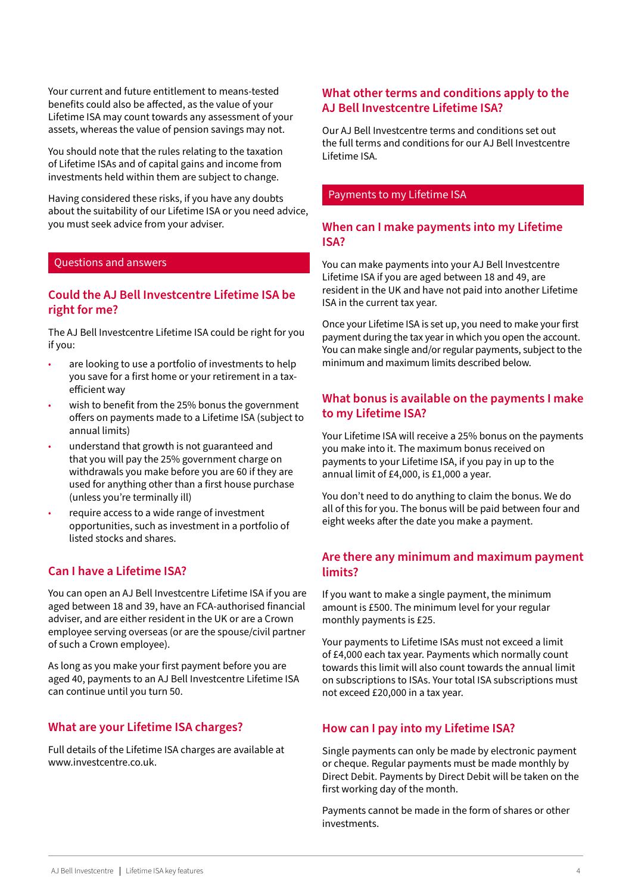Your current and future entitlement to means-tested benefits could also be affected, as the value of your Lifetime ISA may count towards any assessment of your assets, whereas the value of pension savings may not.

You should note that the rules relating to the taxation of Lifetime ISAs and of capital gains and income from investments held within them are subject to change.

Having considered these risks, if you have any doubts about the suitability of our Lifetime ISA or you need advice, you must seek advice from your adviser.

## Questions and answers

### Could the AJ Bell Investcentre Lifetime ISA be right for me?

The AJ Bell Investcentre Lifetime ISA could be right for you if you:

- are looking to use a portfolio of investments to help you save for a first home or your retirement in a tax-efficient way
- wish to benefit from the 25% bonus the government offers on payments made to a Lifetime ISA (subject to annual limits)
- understand that growth is not guaranteed and that you will pay the 25% government charge on withdrawals you make before you are 60 if they are used for anything other than a first house purchase (unless you're terminally ill)
- require access to a wide range of investment opportunities, such as investment in a portfolio of listed stocks and shares.

### Can I have a Lifetime ISA?

You can open an AJ Bell Investcentre Lifetime ISA if you are aged between 18 and 39, have an FCA-authorised financial adviser, and are either resident in the UK or are a Crown employee serving overseas (or are the spouse/civil partner of such a Crown employee).

As long as you make your first payment before you are aged 40, payments to an AJ Bell Investcentre Lifetime ISA can continue until you turn 50.

### What are your Lifetime ISA charges?

Full details of the Lifetime ISA charges are available at www.investcentre.co.uk.

### What other terms and conditions apply to the AJ Bell Investcentre Lifetime ISA?

Our AJ Bell Investcentre terms and conditions set out the full terms and conditions for our AJ Bell Investcentre Lifetime ISA.

## Payments to my Lifetime ISA

### When can I make payments into my Lifetime ISA?

You can make payments into your AJ Bell Investcentre Lifetime ISA if you are aged between 18 and 49, are resident in the UK and have not paid into another Lifetime ISA in the current tax year.

Once your Lifetime ISA is set up, you need to make your first payment during the tax year in which you open the account. You can make single and/or regular payments, subject to the minimum and maximum limits described below.

### What bonus is available on the payments I make to my Lifetime ISA?

Your Lifetime ISA will receive a 25% bonus on the payments you make into it. The maximum bonus received on payments to your Lifetime ISA, if you pay in up to the annual limit of £4,000, is £1,000 a year.

You don't need to do anything to claim the bonus. We do all of this for you. The bonus will be paid between four and eight weeks after the date you make a payment.

### Are there any minimum and maximum payment limits?

If you want to make a single payment, the minimum amount is £500. The minimum level for your regular monthly payments is £25.

Your payments to Lifetime ISAs must not exceed a limit of £4,000 each tax year. Payments which normally count towards this limit will also count towards the annual limit on subscriptions to ISAs. Your total ISA subscriptions must not exceed £20,000 in a tax year.

### How can I pay into my Lifetime ISA?

Single payments can only be made by electronic payment or cheque. Regular payments must be made monthly by Direct Debit. Payments by Direct Debit will be taken on the first working day of the month.

Payments cannot be made in the form of shares or other investments.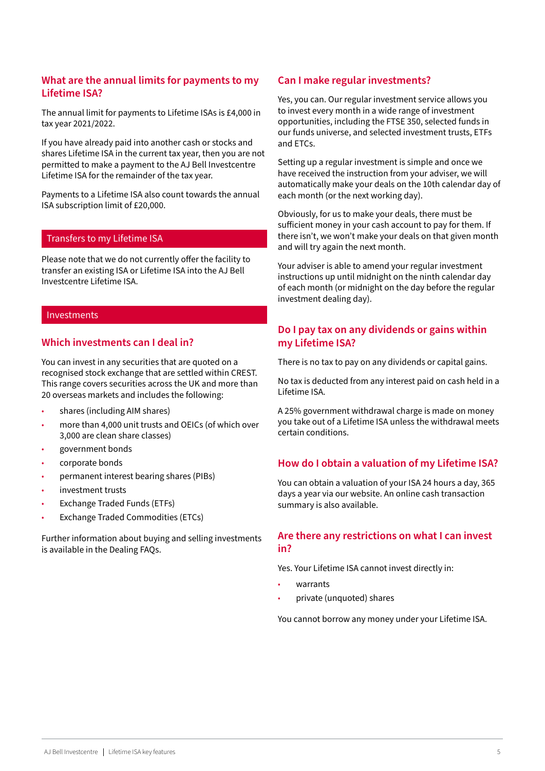## What are the annual limits for payments to my Lifetime ISA?

The annual limit for payments to Lifetime ISAs is £4,000 in tax year 2021/2022.

If you have already paid into another cash or stocks and shares Lifetime ISA in the current tax year, then you are not permitted to make a payment to the AJ Bell Investcentre Lifetime ISA for the remainder of the tax year.

Payments to a Lifetime ISA also count towards the annual ISA subscription limit of £20,000.

# Transfers to my Lifetime ISA

Please note that we do not currently offer the facility to transfer an existing ISA or Lifetime ISA into the AJ Bell Investcentre Lifetime ISA.

# Investments

## Which investments can I deal in?

You can invest in any securities that are quoted on a recognised stock exchange that are settled within CREST. This range covers securities across the UK and more than 20 overseas markets and includes the following:

- shares (including AIM shares)
- more than 4,000 unit trusts and OEICs (of which over 3,000 are clean share classes)
- government bonds
- corporate bonds
- permanent interest bearing shares (PIBs)
- investment trusts
- Exchange Traded Funds (ETFs)
- Exchange Traded Commodities (ETCs)

Further information about buying and selling investments is available in the Dealing FAQs.

## Can I make regular investments?

Yes, you can. Our regular investment service allows you to invest every month in a wide range of investment opportunities, including the FTSE 350, selected funds in our funds universe, and selected investment trusts, ETFs and ETCs.

Setting up a regular investment is simple and once we have received the instruction from your adviser, we will automatically make your deals on the 10th calendar day of each month (or the next working day).

Obviously, for us to make your deals, there must be sufficient money in your cash account to pay for them. If there isn't, we won't make your deals on that given month and will try again the next month.

Your adviser is able to amend your regular investment instructions up until midnight on the ninth calendar day of each month (or midnight on the day before the regular investment dealing day).

## Do I pay tax on any dividends or gains within my Lifetime ISA?

There is no tax to pay on any dividends or capital gains.

No tax is deducted from any interest paid on cash held in a Lifetime ISA.

A 25% government withdrawal charge is made on money you take out of a Lifetime ISA unless the withdrawal meets certain conditions.

## How do I obtain a valuation of my Lifetime ISA?

You can obtain a valuation of your ISA 24 hours a day, 365 days a year via our website. An online cash transaction summary is also available.

## Are there any restrictions on what I can invest in?

Yes. Your Lifetime ISA cannot invest directly in:

- warrants
- private (unquoted) shares

You cannot borrow any money under your Lifetime ISA.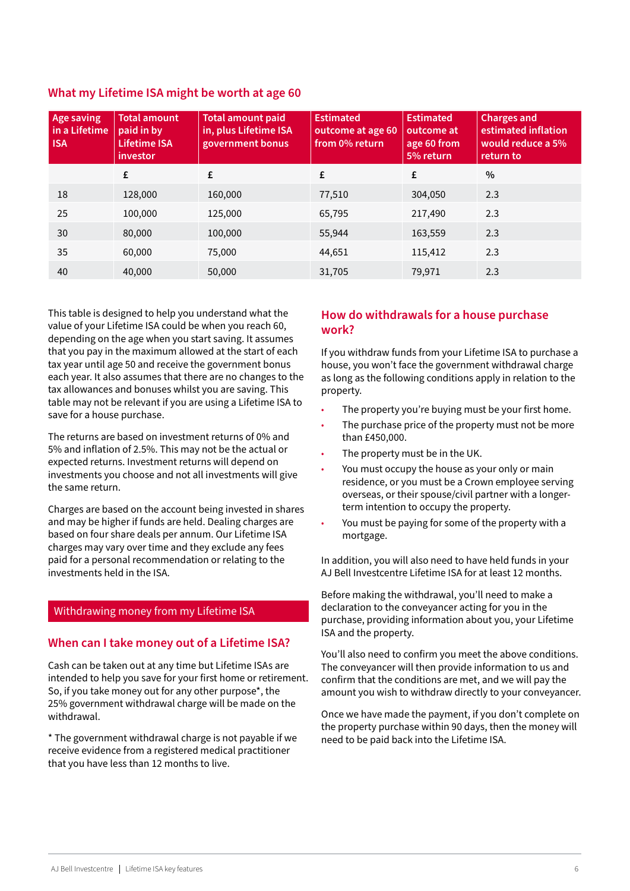## What my Lifetime ISA might be worth at age 60

| Age saving in a Lifetime ISA | Total amount paid in by Lifetime ISA investor | Total amount paid in, plus Lifetime ISA government bonus | Estimated outcome at age 60 from 0% return | Estimated outcome at age 60 from 5% return | Charges and estimated inflation would reduce a 5% return to |
|---|---|---|---|---|---|
| | £ | £ | £ | £ | % |
| 18 | 128,000 | 160,000 | 77,510 | 304,050 | 2.3 |
| 25 | 100,000 | 125,000 | 65,795 | 217,490 | 2.3 |
| 30 | 80,000 | 100,000 | 55,944 | 163,559 | 2.3 |
| 35 | 60,000 | 75,000 | 44,651 | 115,412 | 2.3 |
| 40 | 40,000 | 50,000 | 31,705 | 79,971 | 2.3 |

This table is designed to help you understand what the value of your Lifetime ISA could be when you reach 60, depending on the age when you start saving. It assumes that you pay in the maximum allowed at the start of each tax year until age 50 and receive the government bonus each year. It also assumes that there are no changes to the tax allowances and bonuses whilst you are saving. This table may not be relevant if you are using a Lifetime ISA to save for a house purchase.

The returns are based on investment returns of 0% and 5% and inflation of 2.5%. This may not be the actual or expected returns. Investment returns will depend on investments you choose and not all investments will give the same return.

Charges are based on the account being invested in shares and may be higher if funds are held. Dealing charges are based on four share deals per annum. Our Lifetime ISA charges may vary over time and they exclude any fees paid for a personal recommendation or relating to the investments held in the ISA.

## Withdrawing money from my Lifetime ISA

### When can I take money out of a Lifetime ISA?

Cash can be taken out at any time but Lifetime ISAs are intended to help you save for your first home or retirement. So, if you take money out for any other purpose*, the 25% government withdrawal charge will be made on the withdrawal.

* The government withdrawal charge is not payable if we receive evidence from a registered medical practitioner that you have less than 12 months to live.

### How do withdrawals for a house purchase work?

If you withdraw funds from your Lifetime ISA to purchase a house, you won't face the government withdrawal charge as long as the following conditions apply in relation to the property.

- The property you're buying must be your first home.
- The purchase price of the property must not be more than £450,000.
- The property must be in the UK.
- You must occupy the house as your only or main residence, or you must be a Crown employee serving overseas, or their spouse/civil partner with a longer-term intention to occupy the property.
- You must be paying for some of the property with a mortgage.

In addition, you will also need to have held funds in your AJ Bell Investcentre Lifetime ISA for at least 12 months.

Before making the withdrawal, you'll need to make a declaration to the conveyancer acting for you in the purchase, providing information about you, your Lifetime ISA and the property.

You'll also need to confirm you meet the above conditions. The conveyancer will then provide information to us and confirm that the conditions are met, and we will pay the amount you wish to withdraw directly to your conveyancer.

Once we have made the payment, if you don't complete on the property purchase within 90 days, then the money will need to be paid back into the Lifetime ISA.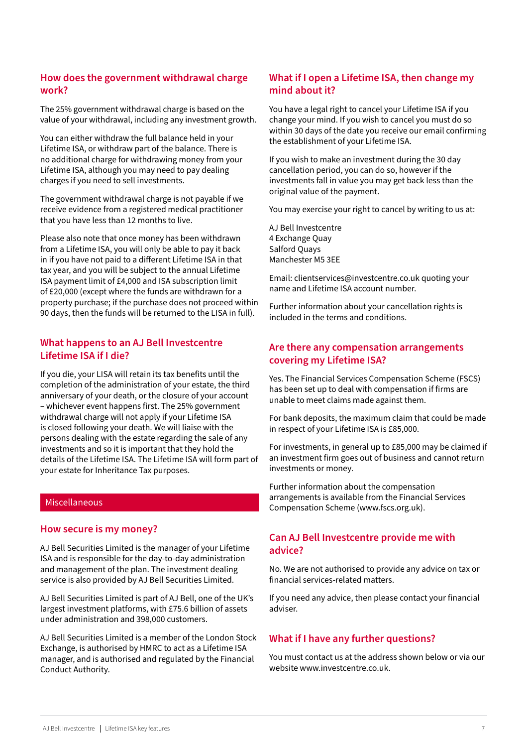## How does the government withdrawal charge work?

The 25% government withdrawal charge is based on the value of your withdrawal, including any investment growth.

You can either withdraw the full balance held in your Lifetime ISA, or withdraw part of the balance. There is no additional charge for withdrawing money from your Lifetime ISA, although you may need to pay dealing charges if you need to sell investments.

The government withdrawal charge is not payable if we receive evidence from a registered medical practitioner that you have less than 12 months to live.

Please also note that once money has been withdrawn from a Lifetime ISA, you will only be able to pay it back in if you have not paid to a different Lifetime ISA in that tax year, and you will be subject to the annual Lifetime ISA payment limit of £4,000 and ISA subscription limit of £20,000 (except where the funds are withdrawn for a property purchase; if the purchase does not proceed within 90 days, then the funds will be returned to the LISA in full).

## What happens to an AJ Bell Investcentre Lifetime ISA if I die?

If you die, your LISA will retain its tax benefits until the completion of the administration of your estate, the third anniversary of your death, or the closure of your account – whichever event happens first. The 25% government withdrawal charge will not apply if your Lifetime ISA is closed following your death. We will liaise with the persons dealing with the estate regarding the sale of any investments and so it is important that they hold the details of the Lifetime ISA. The Lifetime ISA will form part of your estate for Inheritance Tax purposes.

# Miscellaneous

## How secure is my money?

AJ Bell Securities Limited is the manager of your Lifetime ISA and is responsible for the day-to-day administration and management of the plan. The investment dealing service is also provided by AJ Bell Securities Limited.

AJ Bell Securities Limited is part of AJ Bell, one of the UK's largest investment platforms, with £75.6 billion of assets under administration and 398,000 customers.

AJ Bell Securities Limited is a member of the London Stock Exchange, is authorised by HMRC to act as a Lifetime ISA manager, and is authorised and regulated by the Financial Conduct Authority.

## What if I open a Lifetime ISA, then change my mind about it?

You have a legal right to cancel your Lifetime ISA if you change your mind. If you wish to cancel you must do so within 30 days of the date you receive our email confirming the establishment of your Lifetime ISA.

If you wish to make an investment during the 30 day cancellation period, you can do so, however if the investments fall in value you may get back less than the original value of the payment.

You may exercise your right to cancel by writing to us at:

AJ Bell Investcentre
4 Exchange Quay
Salford Quays
Manchester M5 3EE

Email: clientservices@investcentre.co.uk quoting your name and Lifetime ISA account number.

Further information about your cancellation rights is included in the terms and conditions.

## Are there any compensation arrangements covering my Lifetime ISA?

Yes. The Financial Services Compensation Scheme (FSCS) has been set up to deal with compensation if firms are unable to meet claims made against them.

For bank deposits, the maximum claim that could be made in respect of your Lifetime ISA is £85,000.

For investments, in general up to £85,000 may be claimed if an investment firm goes out of business and cannot return investments or money.

Further information about the compensation arrangements is available from the Financial Services Compensation Scheme (www.fscs.org.uk).

## Can AJ Bell Investcentre provide me with advice?

No. We are not authorised to provide any advice on tax or financial services-related matters.

If you need any advice, then please contact your financial adviser.

## What if I have any further questions?

You must contact us at the address shown below or via our website www.investcentre.co.uk.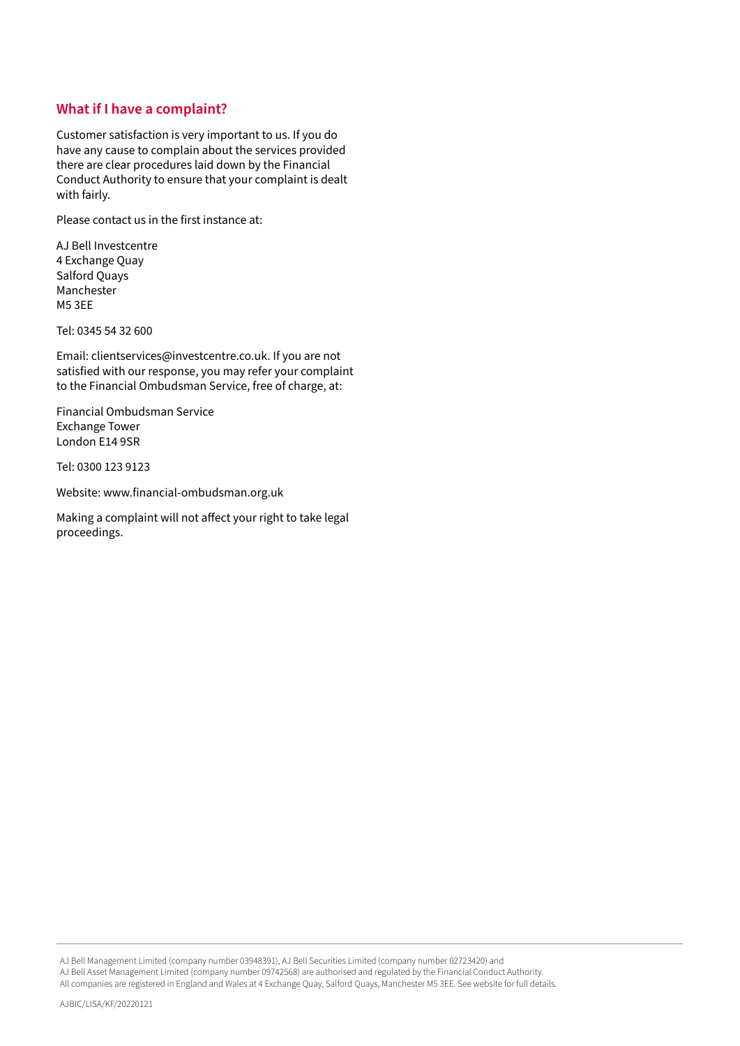## What if I have a complaint?

Customer satisfaction is very important to us. If you do have any cause to complain about the services provided there are clear procedures laid down by the Financial Conduct Authority to ensure that your complaint is dealt with fairly.

Please contact us in the first instance at:

AJ Bell Investcentre
4 Exchange Quay
Salford Quays
Manchester
M5 3EE

Tel: 0345 54 32 600

Email: clientservices@investcentre.co.uk. If you are not satisfied with our response, you may refer your complaint to the Financial Ombudsman Service, free of charge, at:

Financial Ombudsman Service
Exchange Tower
London E14 9SR

Tel: 0300 123 9123

Website: www.financial-ombudsman.org.uk

Making a complaint will not affect your right to take legal proceedings.

AJ Bell Management Limited (company number 03948391), AJ Bell Securities Limited (company number 02723420) and AJ Bell Asset Management Limited (company number 09742568) are authorised and regulated by the Financial Conduct Authority. All companies are registered in England and Wales at 4 Exchange Quay, Salford Quays, Manchester M5 3EE. See website for full details.

AJBIC/LISA/KF/20220121